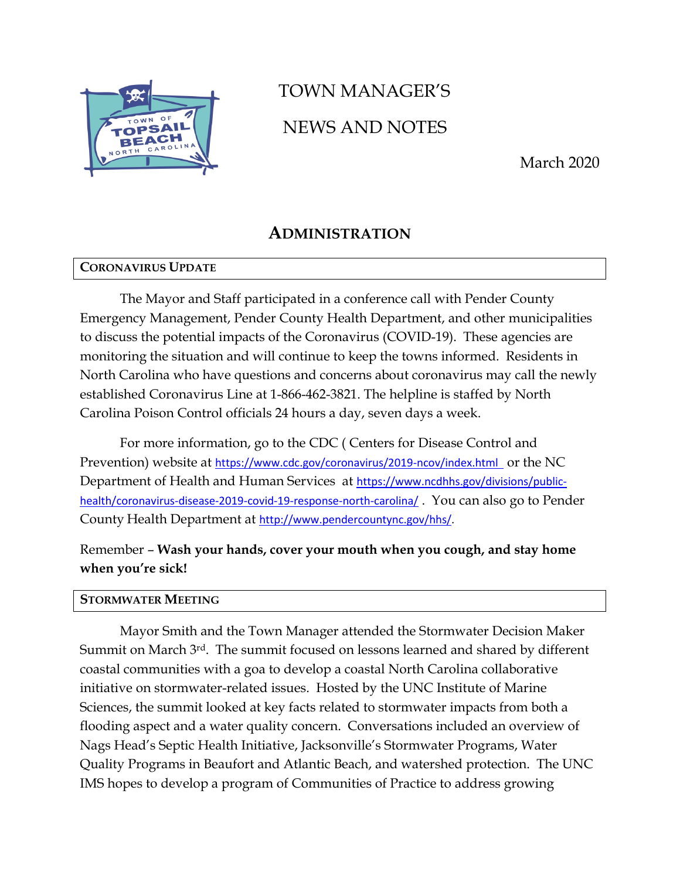# TOWN MANAGER'S

# NEWS AND NOTES

March 2020

## ADMINISTRATION

### CORONAVIRUS UPDATE

The Mayor and Staff participated in a conference call with Pender County Emergency Management, Pender County Health Department, and other municipalities to discuss the potential impacts of the Coronavirus (COVID-19). These agencies are monitoring the situation and will continue to keep the towns informed. Residents in North Carolina who have questions and concerns about coronavirus may call the newly established Coronavirus Line at 1-866-462-3821. The helpline is staffed by North Carolina Poison Control officials 24 hours a day, seven days a week.

For more information, go to the CDC ( Centers for Disease Control and Prevention) website at https://www.cdc.gov/coronavirus/2019-ncov/index.html or the NC Department of Health and Human Services at https://www.ncdhhs.gov/divisions/public-health/coronavirus-disease-2019-covid-19-response-north-carolina/ . You can also go to Pender County Health Department at http://www.pendercountync.gov/hhs/.

Remember – **Wash your hands, cover your mouth when you cough, and stay home when you're sick!**

### STORMWATER MEETING

Mayor Smith and the Town Manager attended the Stormwater Decision Maker Summit on March 3rd. The summit focused on lessons learned and shared by different coastal communities with a goa to develop a coastal North Carolina collaborative initiative on stormwater-related issues. Hosted by the UNC Institute of Marine Sciences, the summit looked at key facts related to stormwater impacts from both a flooding aspect and a water quality concern. Conversations included an overview of Nags Head's Septic Health Initiative, Jacksonville's Stormwater Programs, Water Quality Programs in Beaufort and Atlantic Beach, and watershed protection. The UNC IMS hopes to develop a program of Communities of Practice to address growing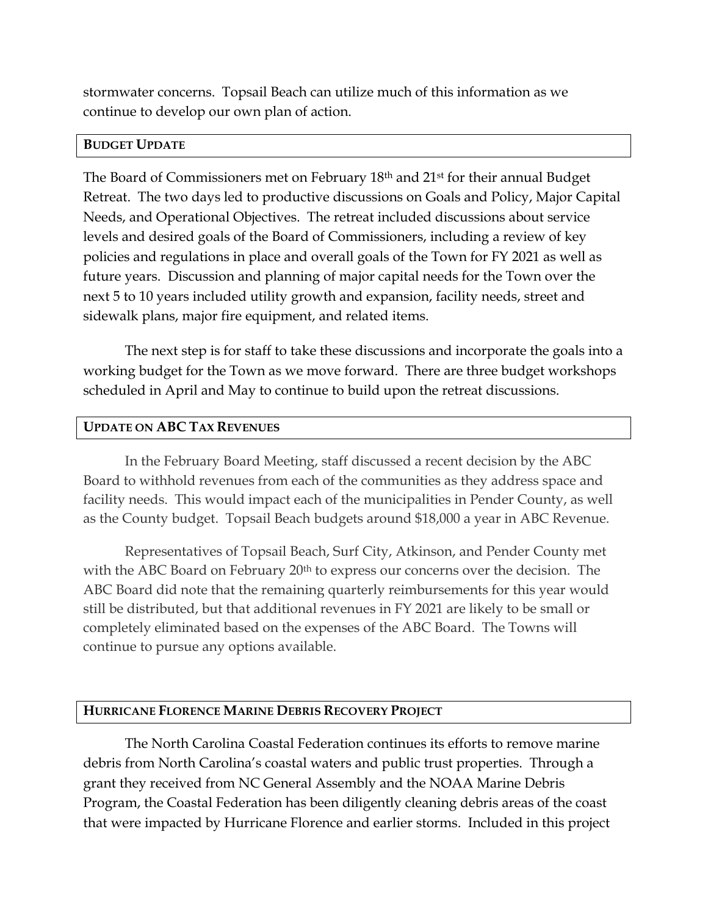stormwater concerns. Topsail Beach can utilize much of this information as we continue to develop our own plan of action.

## BUDGET UPDATE

The Board of Commissioners met on February 18th and 21st for their annual Budget Retreat. The two days led to productive discussions on Goals and Policy, Major Capital Needs, and Operational Objectives. The retreat included discussions about service levels and desired goals of the Board of Commissioners, including a review of key policies and regulations in place and overall goals of the Town for FY 2021 as well as future years. Discussion and planning of major capital needs for the Town over the next 5 to 10 years included utility growth and expansion, facility needs, street and sidewalk plans, major fire equipment, and related items.

The next step is for staff to take these discussions and incorporate the goals into a working budget for the Town as we move forward. There are three budget workshops scheduled in April and May to continue to build upon the retreat discussions.

## UPDATE ON ABC TAX REVENUES

In the February Board Meeting, staff discussed a recent decision by the ABC Board to withhold revenues from each of the communities as they address space and facility needs. This would impact each of the municipalities in Pender County, as well as the County budget. Topsail Beach budgets around $18,000 a year in ABC Revenue.

Representatives of Topsail Beach, Surf City, Atkinson, and Pender County met with the ABC Board on February 20th to express our concerns over the decision. The ABC Board did note that the remaining quarterly reimbursements for this year would still be distributed, but that additional revenues in FY 2021 are likely to be small or completely eliminated based on the expenses of the ABC Board. The Towns will continue to pursue any options available.

## HURRICANE FLORENCE MARINE DEBRIS RECOVERY PROJECT

The North Carolina Coastal Federation continues its efforts to remove marine debris from North Carolina's coastal waters and public trust properties. Through a grant they received from NC General Assembly and the NOAA Marine Debris Program, the Coastal Federation has been diligently cleaning debris areas of the coast that were impacted by Hurricane Florence and earlier storms. Included in this project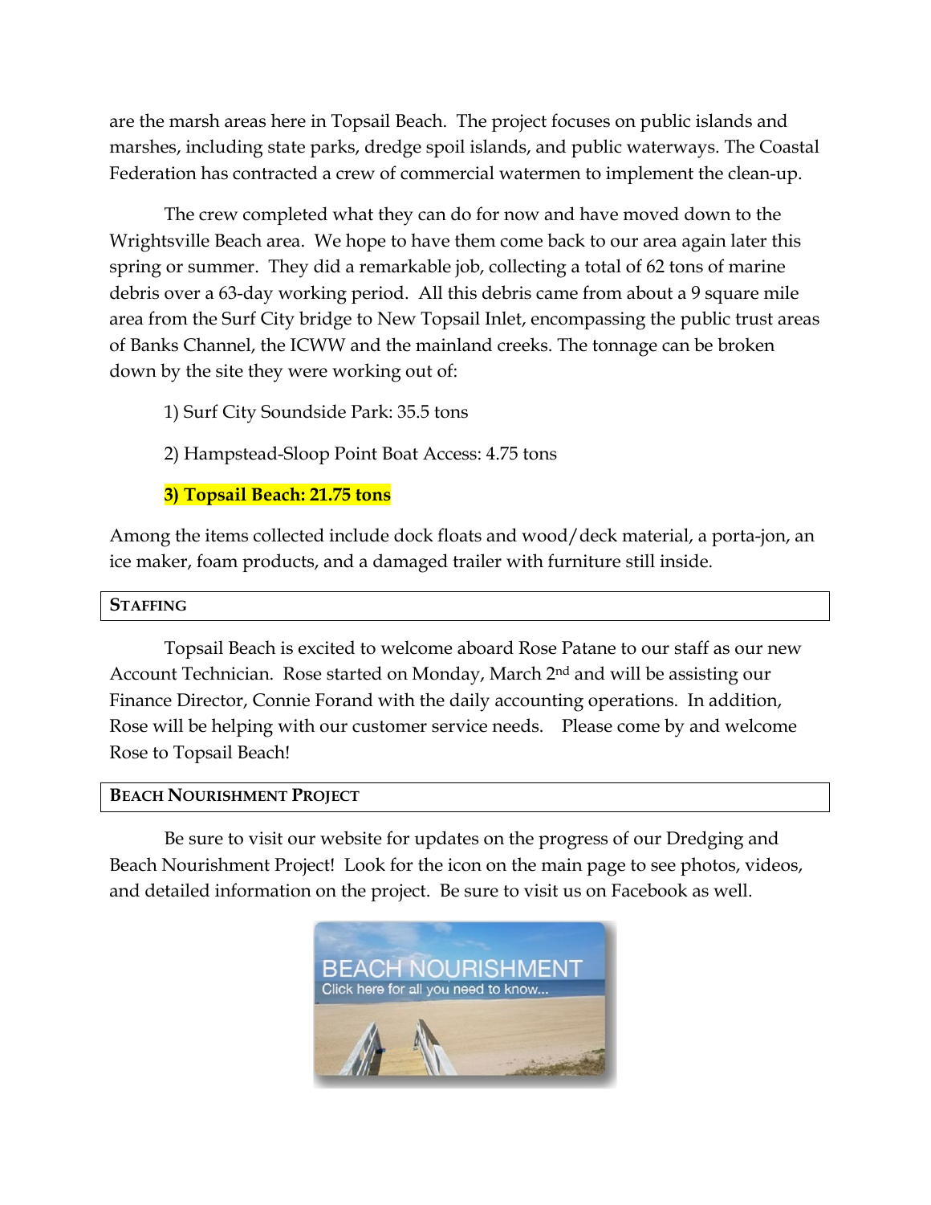are the marsh areas here in Topsail Beach. The project focuses on public islands and marshes, including state parks, dredge spoil islands, and public waterways. The Coastal Federation has contracted a crew of commercial watermen to implement the clean-up.

The crew completed what they can do for now and have moved down to the Wrightsville Beach area. We hope to have them come back to our area again later this spring or summer. They did a remarkable job, collecting a total of 62 tons of marine debris over a 63-day working period. All this debris came from about a 9 square mile area from the Surf City bridge to New Topsail Inlet, encompassing the public trust areas of Banks Channel, the ICWW and the mainland creeks. The tonnage can be broken down by the site they were working out of:

1) Surf City Soundside Park: 35.5 tons

2) Hampstead-Sloop Point Boat Access: 4.75 tons

**3) Topsail Beach: 21.75 tons**

Among the items collected include dock floats and wood/deck material, a porta-jon, an ice maker, foam products, and a damaged trailer with furniture still inside.

## Staffing

Topsail Beach is excited to welcome aboard Rose Patane to our staff as our new Account Technician. Rose started on Monday, March 2nd and will be assisting our Finance Director, Connie Forand with the daily accounting operations. In addition, Rose will be helping with our customer service needs. Please come by and welcome Rose to Topsail Beach!

## Beach Nourishment Project

Be sure to visit our website for updates on the progress of our Dredging and Beach Nourishment Project! Look for the icon on the main page to see photos, videos, and detailed information on the project. Be sure to visit us on Facebook as well.

BEACH NOURISHMENT
Click here for all you need to know...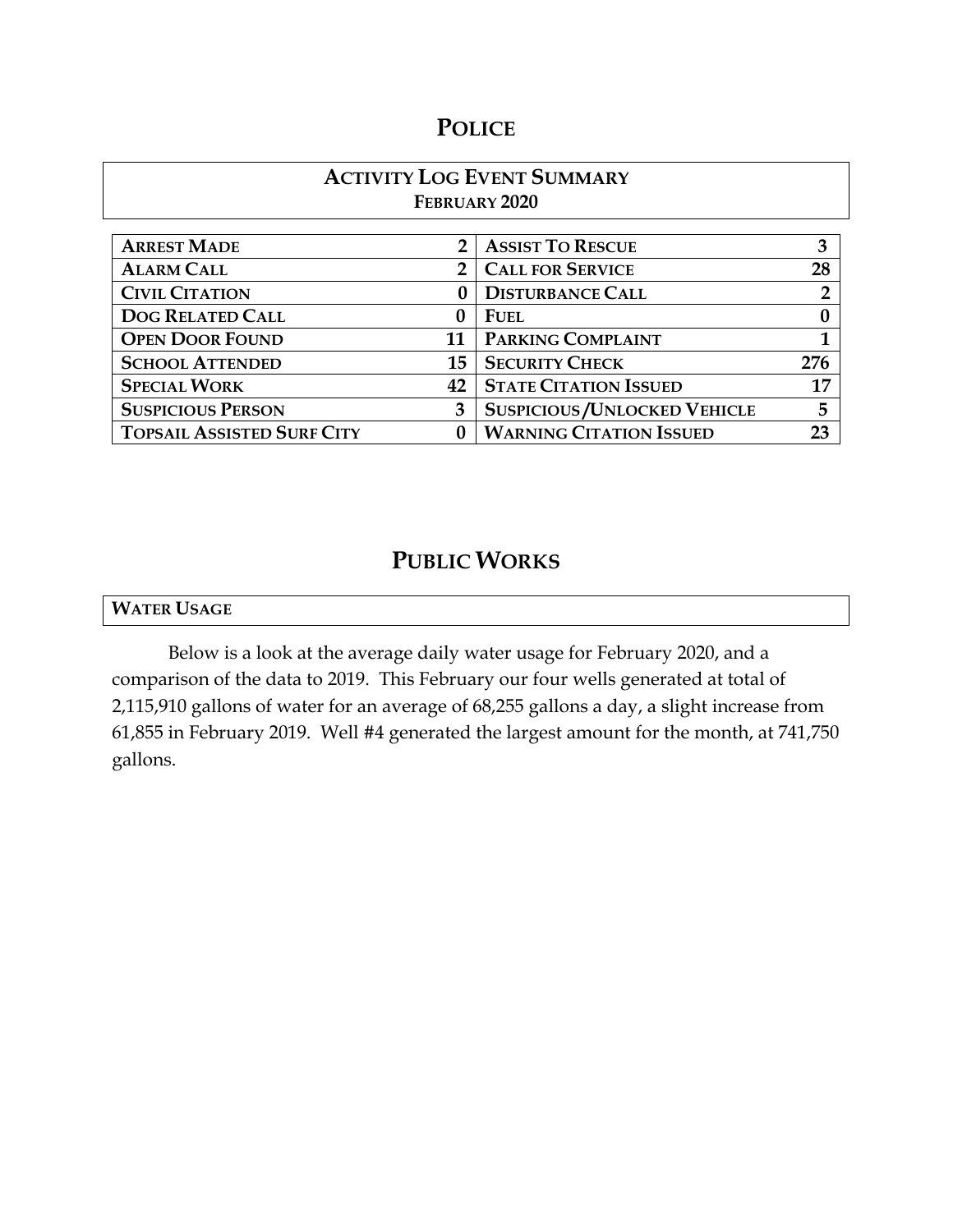# POLICE

## ACTIVITY LOG EVENT SUMMARY
### FEBRUARY 2020

| | | | |
|---|---|---|---|
| **ARREST MADE** | **2** | **ASSIST TO RESCUE** | **3** |
| **ALARM CALL** | **2** | **CALL FOR SERVICE** | **28** |
| **CIVIL CITATION** | **0** | **DISTURBANCE CALL** | **2** |
| **DOG RELATED CALL** | **0** | **FUEL** | **0** |
| **OPEN DOOR FOUND** | **11** | **PARKING COMPLAINT** | **1** |
| **SCHOOL ATTENDED** | **15** | **SECURITY CHECK** | **276** |
| **SPECIAL WORK** | **42** | **STATE CITATION ISSUED** | **17** |
| **SUSPICIOUS PERSON** | **3** | **SUSPICIOUS /UNLOCKED VEHICLE** | **5** |
| **TOPSAIL ASSISTED SURF CITY** | **0** | **WARNING CITATION ISSUED** | **23** |

# PUBLIC WORKS

## WATER USAGE

Below is a look at the average daily water usage for February 2020, and a comparison of the data to 2019. This February our four wells generated at total of 2,115,910 gallons of water for an average of 68,255 gallons a day, a slight increase from 61,855 in February 2019. Well #4 generated the largest amount for the month, at 741,750 gallons.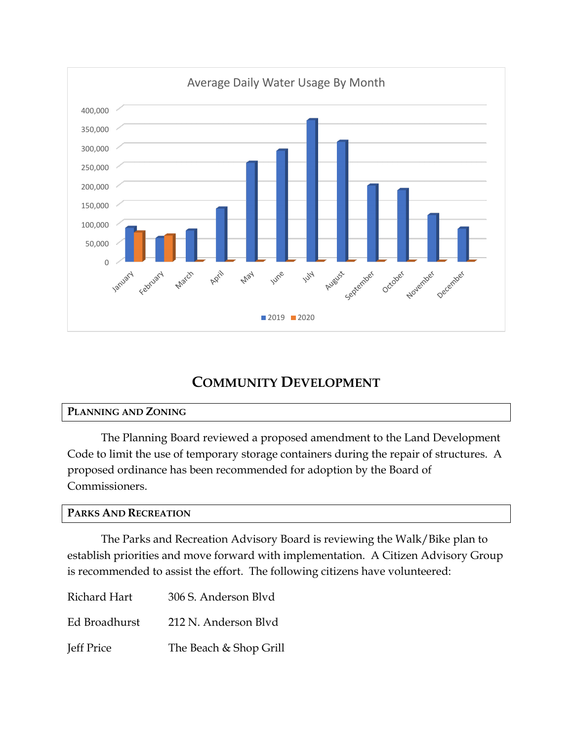Average Daily Water Usage By Month

# COMMUNITY DEVELOPMENT

## PLANNING AND ZONING

The Planning Board reviewed a proposed amendment to the Land Development Code to limit the use of temporary storage containers during the repair of structures. A proposed ordinance has been recommended for adoption by the Board of Commissioners.

## PARKS AND RECREATION

The Parks and Recreation Advisory Board is reviewing the Walk/Bike plan to establish priorities and move forward with implementation. A Citizen Advisory Group is recommended to assist the effort. The following citizens have volunteered:

| | |
|---|---|
| Richard Hart | 306 S. Anderson Blvd |
| Ed Broadhurst | 212 N. Anderson Blvd |
| Jeff Price | The Beach & Shop Grill |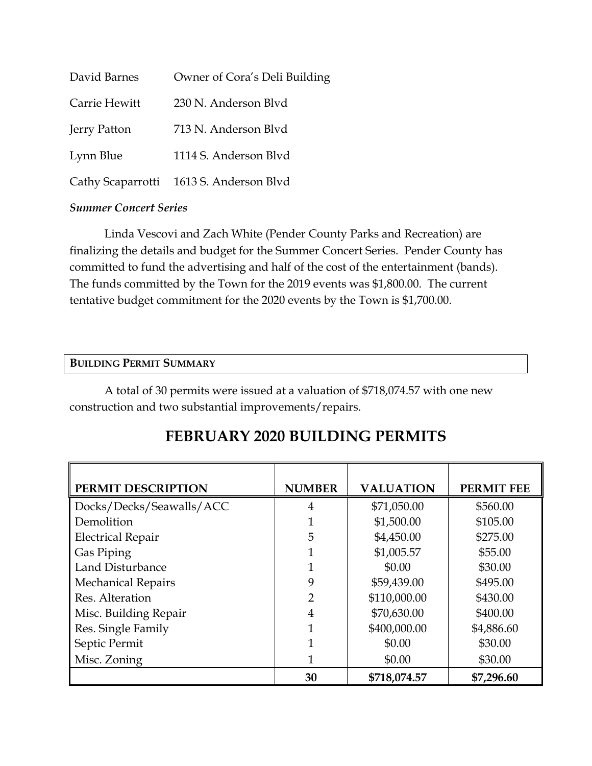| | |
|---|---|
| David Barnes | Owner of Cora's Deli Building |
| Carrie Hewitt | 230 N. Anderson Blvd |
| Jerry Patton | 713 N. Anderson Blvd |
| Lynn Blue | 1114 S. Anderson Blvd |
| Cathy Scaparrotti | 1613 S. Anderson Blvd |

***Summer Concert Series***

Linda Vescovi and Zach White (Pender County Parks and Recreation) are finalizing the details and budget for the Summer Concert Series. Pender County has committed to fund the advertising and half of the cost of the entertainment (bands). The funds committed by the Town for the 2019 events was $1,800.00. The current tentative budget commitment for the 2020 events by the Town is $1,700.00.

**BUILDING PERMIT SUMMARY**

A total of 30 permits were issued at a valuation of $718,074.57 with one new construction and two substantial improvements/repairs.

## FEBRUARY 2020 BUILDING PERMITS

| PERMIT DESCRIPTION | NUMBER | VALUATION | PERMIT FEE |
|---|---|---|---|
| Docks/Decks/Seawalls/ACC | 4 | $71,050.00 | $560.00 |
| Demolition | 1 | $1,500.00 | $105.00 |
| Electrical Repair | 5 | $4,450.00 | $275.00 |
| Gas Piping | 1 | $1,005.57 | $55.00 |
| Land Disturbance | 1 | $0.00 | $30.00 |
| Mechanical Repairs | 9 | $59,439.00 | $495.00 |
| Res. Alteration | 2 | $110,000.00 | $430.00 |
| Misc. Building Repair | 4 | $70,630.00 | $400.00 |
| Res. Single Family | 1 | $400,000.00 | $4,886.60 |
| Septic Permit | 1 | $0.00 | $30.00 |
| Misc. Zoning | 1 | $0.00 | $30.00 |
| | **30** | **$718,074.57** | **$7,296.60** |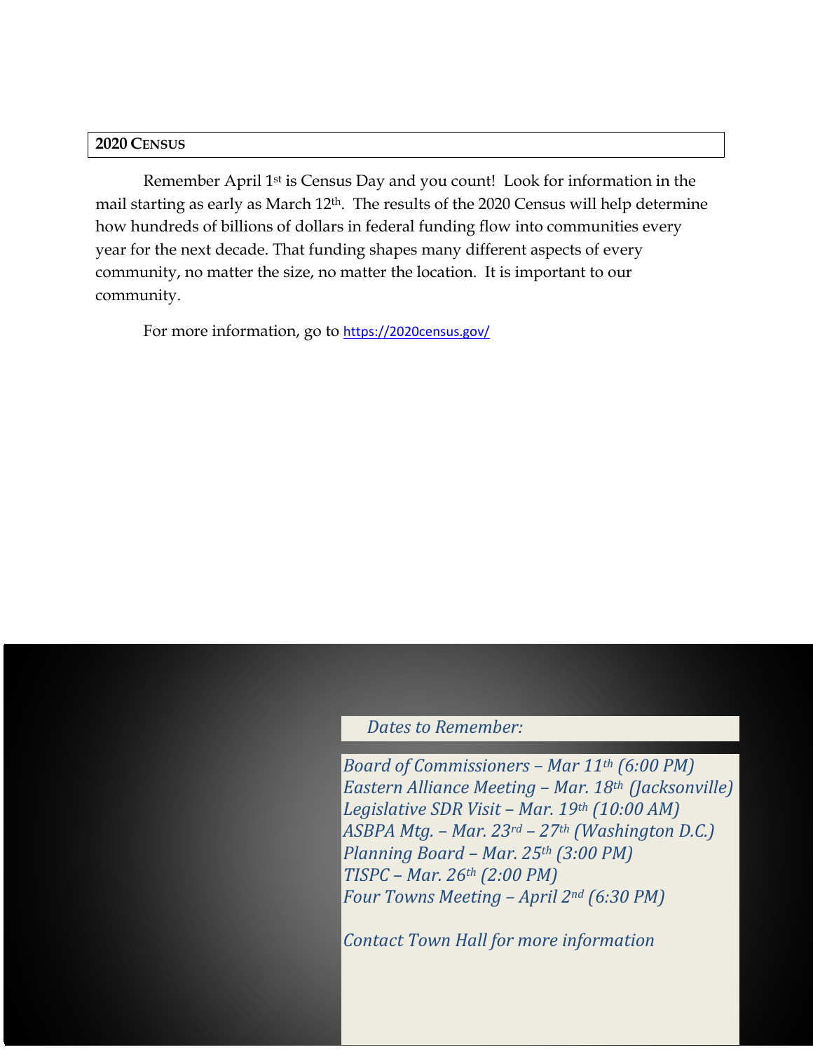## 2020 CENSUS

Remember April 1st is Census Day and you count! Look for information in the mail starting as early as March 12th. The results of the 2020 Census will help determine how hundreds of billions of dollars in federal funding flow into communities every year for the next decade. That funding shapes many different aspects of every community, no matter the size, no matter the location. It is important to our community.

For more information, go to https://2020census.gov/

*Dates to Remember:*

*Board of Commissioners – Mar 11th (6:00 PM)*
*Eastern Alliance Meeting – Mar. 18th (Jacksonville)*
*Legislative SDR Visit – Mar. 19th (10:00 AM)*
*ASBPA Mtg. – Mar. 23rd – 27th (Washington D.C.)*
*Planning Board – Mar. 25th (3:00 PM)*
*TISPC – Mar. 26th (2:00 PM)*
*Four Towns Meeting – April 2nd (6:30 PM)*

*Contact Town Hall for more information*